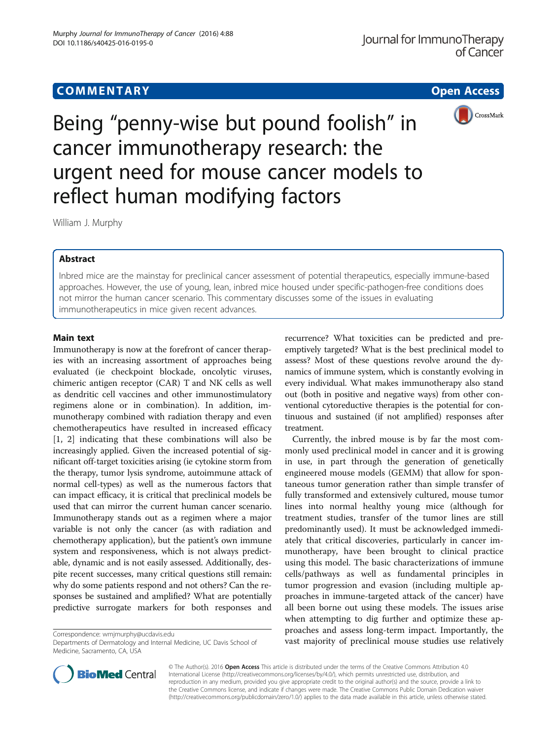COMMENTARY Open Access

# Being "penny-wise but pound foolish" in cancer immunotherapy research: the urgent need for mouse cancer models to reflect human modifying factors

William J. Murphy

## Abstract

Inbred mice are the mainstay for preclinical cancer assessment of potential therapeutics, especially immune-based approaches. However, the use of young, lean, inbred mice housed under specific-pathogen-free conditions does not mirror the human cancer scenario. This commentary discusses some of the issues in evaluating immunotherapeutics in mice given recent advances.

## Main text

Immunotherapy is now at the forefront of cancer therapies with an increasing assortment of approaches being evaluated (ie checkpoint blockade, oncolytic viruses, chimeric antigen receptor (CAR) T and NK cells as well as dendritic cell vaccines and other immunostimulatory regimens alone or in combination). In addition, immunotherapy combined with radiation therapy and even chemotherapeutics have resulted in increased efficacy [1, 2] indicating that these combinations will also be increasingly applied. Given the increased potential of significant off-target toxicities arising (ie cytokine storm from the therapy, tumor lysis syndrome, autoimmune attack of normal cell-types) as well as the numerous factors that can impact efficacy, it is critical that preclinical models be used that can mirror the current human cancer scenario. Immunotherapy stands out as a regimen where a major variable is not only the cancer (as with radiation and chemotherapy application), but the patient's own immune system and responsiveness, which is not always predictable, dynamic and is not easily assessed. Additionally, despite recent successes, many critical questions still remain: why do some patients respond and not others? Can the responses be sustained and amplified? What are potentially predictive surrogate markers for both responses and recurrence? What toxicities can be predicted and preemptively targeted? What is the best preclinical model to assess? Most of these questions revolve around the dynamics of immune system, which is constantly evolving in every individual. What makes immunotherapy also stand out (both in positive and negative ways) from other conventional cytoreductive therapies is the potential for continuous and sustained (if not amplified) responses after treatment.

Currently, the inbred mouse is by far the most commonly used preclinical model in cancer and it is growing in use, in part through the generation of genetically engineered mouse models (GEMM) that allow for spontaneous tumor generation rather than simple transfer of fully transformed and extensively cultured, mouse tumor lines into normal healthy young mice (although for treatment studies, transfer of the tumor lines are still predominantly used). It must be acknowledged immediately that critical discoveries, particularly in cancer immunotherapy, have been brought to clinical practice using this model. The basic characterizations of immune cells/pathways as well as fundamental principles in tumor progression and evasion (including multiple approaches in immune-targeted attack of the cancer) have all been borne out using these models. The issues arise when attempting to dig further and optimize these approaches and assess long-term impact. Importantly, the vast majority of preclinical mouse studies use relatively

Correspondence: wmjmurphy@ucdavis.edu
Departments of Dermatology and Internal Medicine, UC Davis School of Medicine, Sacramento, CA, USA

© The Author(s). 2016 **Open Access** This article is distributed under the terms of the Creative Commons Attribution 4.0 International License (http://creativecommons.org/licenses/by/4.0/), which permits unrestricted use, distribution, and reproduction in any medium, provided you give appropriate credit to the original author(s) and the source, provide a link to the Creative Commons license, and indicate if changes were made. The Creative Commons Public Domain Dedication waiver (http://creativecommons.org/publicdomain/zero/1.0/) applies to the data made available in this article, unless otherwise stated.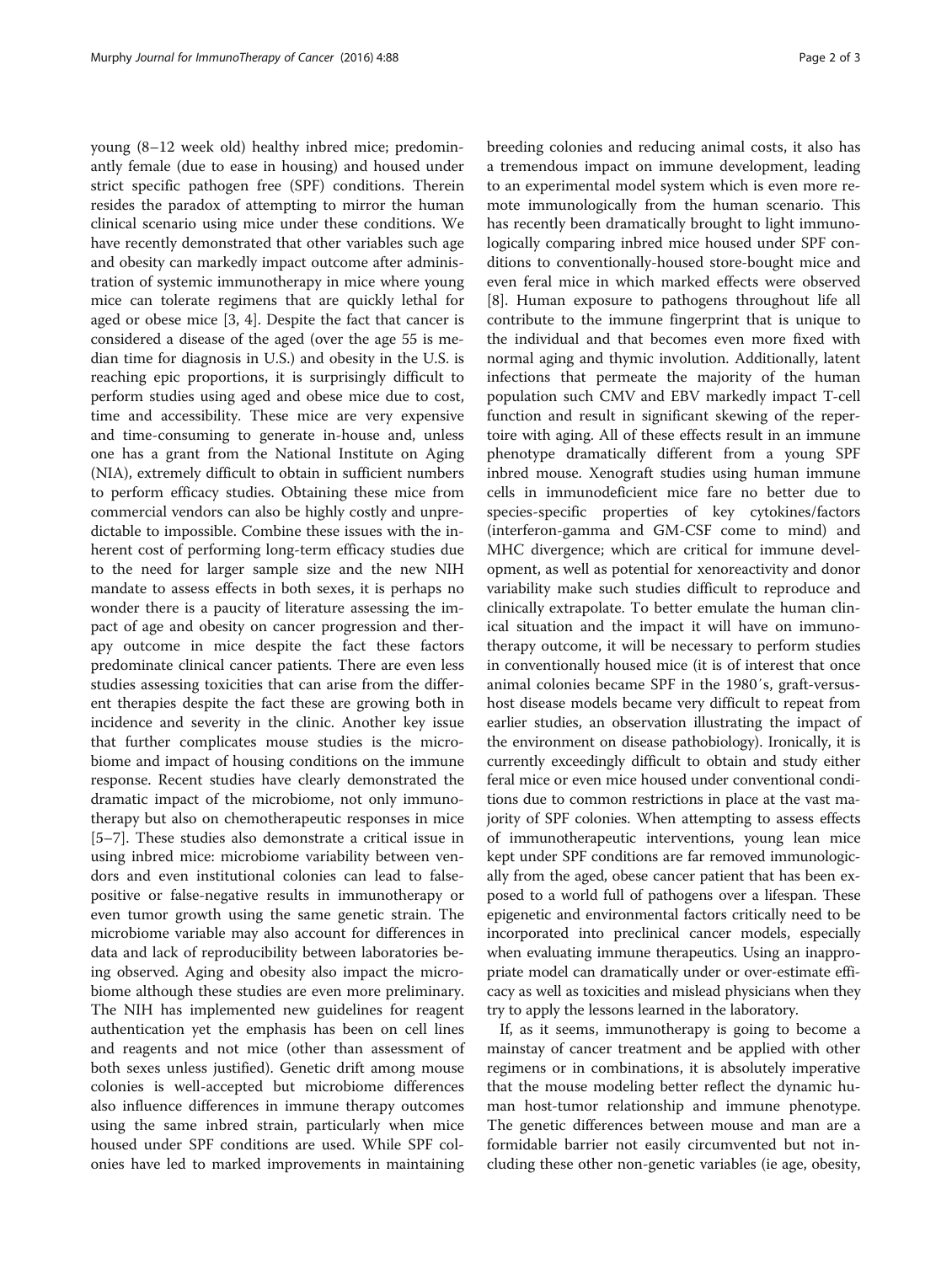young (8–12 week old) healthy inbred mice; predominantly female (due to ease in housing) and housed under strict specific pathogen free (SPF) conditions. Therein resides the paradox of attempting to mirror the human clinical scenario using mice under these conditions. We have recently demonstrated that other variables such age and obesity can markedly impact outcome after administration of systemic immunotherapy in mice where young mice can tolerate regimens that are quickly lethal for aged or obese mice [3, 4]. Despite the fact that cancer is considered a disease of the aged (over the age 55 is median time for diagnosis in U.S.) and obesity in the U.S. is reaching epic proportions, it is surprisingly difficult to perform studies using aged and obese mice due to cost, time and accessibility. These mice are very expensive and time-consuming to generate in-house and, unless one has a grant from the National Institute on Aging (NIA), extremely difficult to obtain in sufficient numbers to perform efficacy studies. Obtaining these mice from commercial vendors can also be highly costly and unpredictable to impossible. Combine these issues with the inherent cost of performing long-term efficacy studies due to the need for larger sample size and the new NIH mandate to assess effects in both sexes, it is perhaps no wonder there is a paucity of literature assessing the impact of age and obesity on cancer progression and therapy outcome in mice despite the fact these factors predominate clinical cancer patients. There are even less studies assessing toxicities that can arise from the different therapies despite the fact these are growing both in incidence and severity in the clinic. Another key issue that further complicates mouse studies is the microbiome and impact of housing conditions on the immune response. Recent studies have clearly demonstrated the dramatic impact of the microbiome, not only immunotherapy but also on chemotherapeutic responses in mice [5–7]. These studies also demonstrate a critical issue in using inbred mice: microbiome variability between vendors and even institutional colonies can lead to false-positive or false-negative results in immunotherapy or even tumor growth using the same genetic strain. The microbiome variable may also account for differences in data and lack of reproducibility between laboratories being observed. Aging and obesity also impact the microbiome although these studies are even more preliminary. The NIH has implemented new guidelines for reagent authentication yet the emphasis has been on cell lines and reagents and not mice (other than assessment of both sexes unless justified). Genetic drift among mouse colonies is well-accepted but microbiome differences also influence differences in immune therapy outcomes using the same inbred strain, particularly when mice housed under SPF conditions are used. While SPF colonies have led to marked improvements in maintaining breeding colonies and reducing animal costs, it also has a tremendous impact on immune development, leading to an experimental model system which is even more remote immunologically from the human scenario. This has recently been dramatically brought to light immunologically comparing inbred mice housed under SPF conditions to conventionally-housed store-bought mice and even feral mice in which marked effects were observed [8]. Human exposure to pathogens throughout life all contribute to the immune fingerprint that is unique to the individual and that becomes even more fixed with normal aging and thymic involution. Additionally, latent infections that permeate the majority of the human population such CMV and EBV markedly impact T-cell function and result in significant skewing of the repertoire with aging. All of these effects result in an immune phenotype dramatically different from a young SPF inbred mouse. Xenograft studies using human immune cells in immunodeficient mice fare no better due to species-specific properties of key cytokines/factors (interferon-gamma and GM-CSF come to mind) and MHC divergence; which are critical for immune development, as well as potential for xenoreactivity and donor variability make such studies difficult to reproduce and clinically extrapolate. To better emulate the human clinical situation and the impact it will have on immunotherapy outcome, it will be necessary to perform studies in conventionally housed mice (it is of interest that once animal colonies became SPF in the 1980′s, graft-versus-host disease models became very difficult to repeat from earlier studies, an observation illustrating the impact of the environment on disease pathobiology). Ironically, it is currently exceedingly difficult to obtain and study either feral mice or even mice housed under conventional conditions due to common restrictions in place at the vast majority of SPF colonies. When attempting to assess effects of immunotherapeutic interventions, young lean mice kept under SPF conditions are far removed immunologically from the aged, obese cancer patient that has been exposed to a world full of pathogens over a lifespan. These epigenetic and environmental factors critically need to be incorporated into preclinical cancer models, especially when evaluating immune therapeutics. Using an inappropriate model can dramatically under or over-estimate efficacy as well as toxicities and mislead physicians when they try to apply the lessons learned in the laboratory.

If, as it seems, immunotherapy is going to become a mainstay of cancer treatment and be applied with other regimens or in combinations, it is absolutely imperative that the mouse modeling better reflect the dynamic human host-tumor relationship and immune phenotype. The genetic differences between mouse and man are a formidable barrier not easily circumvented but not including these other non-genetic variables (ie age, obesity,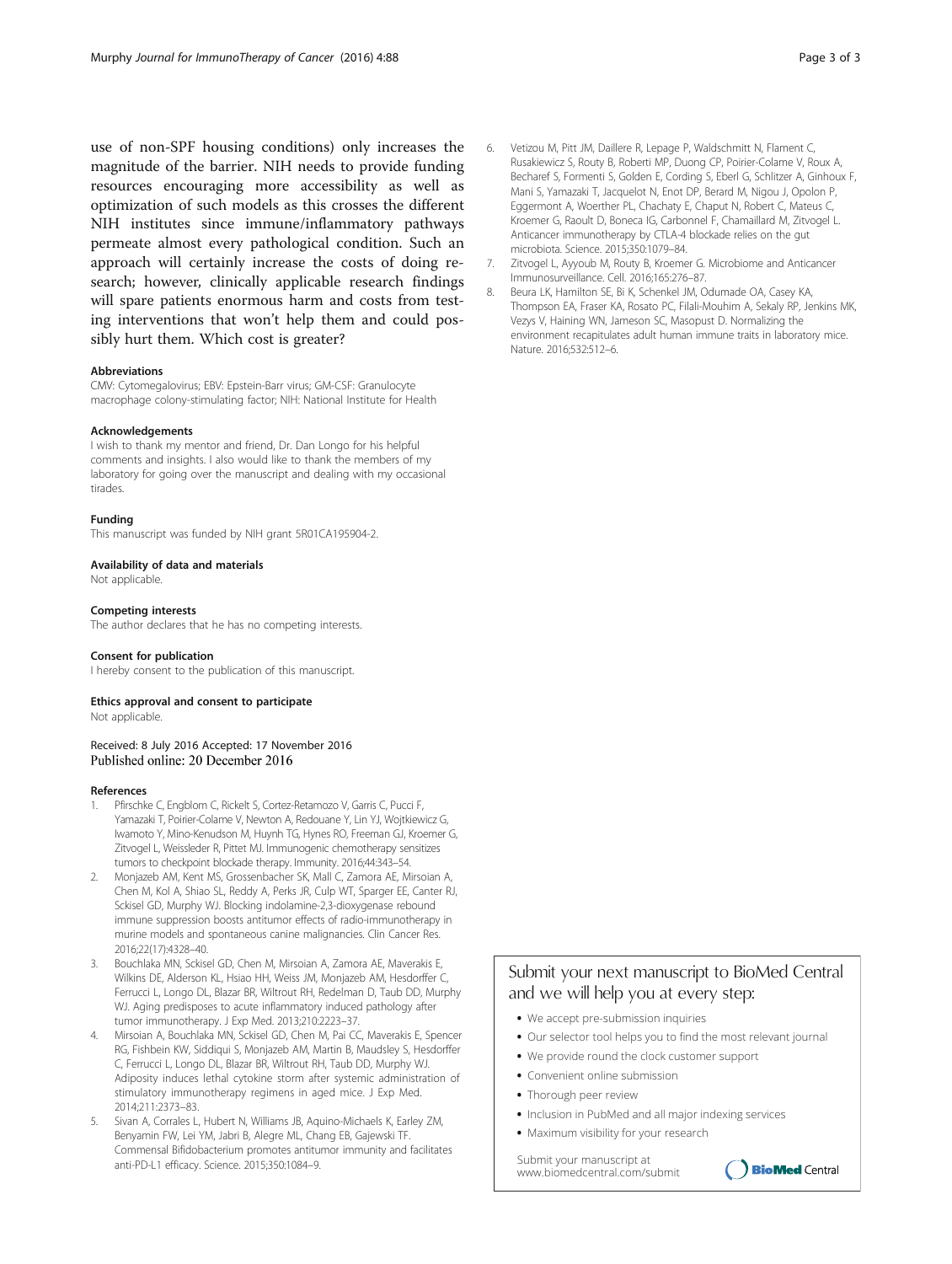use of non-SPF housing conditions) only increases the magnitude of the barrier. NIH needs to provide funding resources encouraging more accessibility as well as optimization of such models as this crosses the different NIH institutes since immune/inflammatory pathways permeate almost every pathological condition. Such an approach will certainly increase the costs of doing research; however, clinically applicable research findings will spare patients enormous harm and costs from testing interventions that won't help them and could possibly hurt them. Which cost is greater?

#### Abbreviations

CMV: Cytomegalovirus; EBV: Epstein-Barr virus; GM-CSF: Granulocyte macrophage colony-stimulating factor; NIH: National Institute for Health

#### Acknowledgements

I wish to thank my mentor and friend, Dr. Dan Longo for his helpful comments and insights. I also would like to thank the members of my laboratory for going over the manuscript and dealing with my occasional tirades.

#### Funding

This manuscript was funded by NIH grant 5R01CA195904-2.

#### Availability of data and materials

Not applicable.

#### Competing interests

The author declares that he has no competing interests.

#### Consent for publication

I hereby consent to the publication of this manuscript.

#### Ethics approval and consent to participate

Not applicable.

Received: 8 July 2016 Accepted: 17 November 2016
Published online: 20 December 2016

#### References

1. Pfirschke C, Engblom C, Rickelt S, Cortez-Retamozo V, Garris C, Pucci F, Yamazaki T, Poirier-Colame V, Newton A, Redouane Y, Lin YJ, Wojtkiewicz G, Iwamoto Y, Mino-Kenudson M, Huynh TG, Hynes RO, Freeman GJ, Kroemer G, Zitvogel L, Weissleder R, Pittet MJ. Immunogenic chemotherapy sensitizes tumors to checkpoint blockade therapy. Immunity. 2016;44:343–54.
2. Monjazeb AM, Kent MS, Grossenbacher SK, Mall C, Zamora AE, Mirsoian A, Chen M, Kol A, Shiao SL, Reddy A, Perks JR, Culp WT, Sparger EE, Canter RJ, Sckisel GD, Murphy WJ. Blocking indolamine-2,3-dioxygenase rebound immune suppression boosts antitumor effects of radio-immunotherapy in murine models and spontaneous canine malignancies. Clin Cancer Res. 2016;22(17):4328–40.
3. Bouchlaka MN, Sckisel GD, Chen M, Mirsoian A, Zamora AE, Maverakis E, Wilkins DE, Alderson KL, Hsiao HH, Weiss JM, Monjazeb AM, Hesdorffer C, Ferrucci L, Longo DL, Blazar BR, Wiltrout RH, Redelman D, Taub DD, Murphy WJ. Aging predisposes to acute inflammatory induced pathology after tumor immunotherapy. J Exp Med. 2013;210:2223–37.
4. Mirsoian A, Bouchlaka MN, Sckisel GD, Chen M, Pai CC, Maverakis E, Spencer RG, Fishbein KW, Siddiqui S, Monjazeb AM, Martin B, Maudsley S, Hesdorffer C, Ferrucci L, Longo DL, Blazar BR, Wiltrout RH, Taub DD, Murphy WJ. Adiposity induces lethal cytokine storm after systemic administration of stimulatory immunotherapy regimens in aged mice. J Exp Med. 2014;211:2373–83.
5. Sivan A, Corrales L, Hubert N, Williams JB, Aquino-Michaels K, Earley ZM, Benyamin FW, Lei YM, Jabri B, Alegre ML, Chang EB, Gajewski TF. Commensal Bifidobacterium promotes antitumor immunity and facilitates anti-PD-L1 efficacy. Science. 2015;350:1084–9.
6. Vetizou M, Pitt JM, Daillere R, Lepage P, Waldschmitt N, Flament C, Rusakiewicz S, Routy B, Roberti MP, Duong CP, Poirier-Colame V, Roux A, Becharef S, Formenti S, Golden E, Cording S, Eberl G, Schlitzer A, Ginhoux F, Mani S, Yamazaki T, Jacquelot N, Enot DP, Berard M, Nigou J, Opolon P, Eggermont A, Woerther PL, Chachaty E, Chaput N, Robert C, Mateus C, Kroemer G, Raoult D, Boneca IG, Carbonnel F, Chamaillard M, Zitvogel L. Anticancer immunotherapy by CTLA-4 blockade relies on the gut microbiota. Science. 2015;350:1079–84.
7. Zitvogel L, Ayyoub M, Routy B, Kroemer G. Microbiome and Anticancer Immunosurveillance. Cell. 2016;165:276–87.
8. Beura LK, Hamilton SE, Bi K, Schenkel JM, Odumade OA, Casey KA, Thompson EA, Fraser KA, Rosato PC, Filali-Mouhim A, Sekaly RP, Jenkins MK, Vezys V, Haining WN, Jameson SC, Masopust D. Normalizing the environment recapitulates adult human immune traits in laboratory mice. Nature. 2016;532:512–6.

Submit your next manuscript to BioMed Central and we will help you at every step:

- We accept pre-submission inquiries
- Our selector tool helps you to find the most relevant journal
- We provide round the clock customer support
- Convenient online submission
- Thorough peer review
- Inclusion in PubMed and all major indexing services
- Maximum visibility for your research

Submit your manuscript at
www.biomedcentral.com/submit